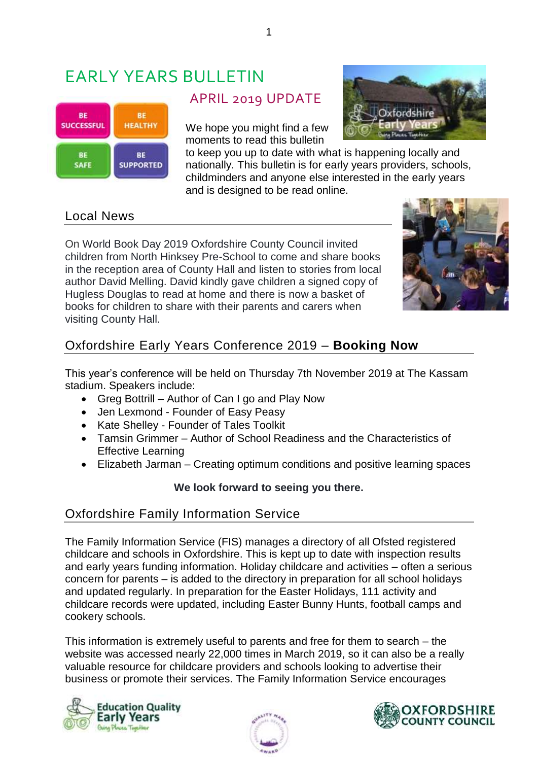# EARLY YEARS BULLETIN

## APRIL 2019 UPDATE

BE SUCCESSFUL
BE HEALTHY
BE SAFE
BE SUPPORTED

We hope you might find a few moments to read this bulletin to keep you up to date with what is happening locally and nationally. This bulletin is for early years providers, schools, childminders and anyone else interested in the early years and is designed to be read online.

## Local News

On World Book Day 2019 Oxfordshire County Council invited children from North Hinksey Pre-School to come and share books in the reception area of County Hall and listen to stories from local author David Melling. David kindly gave children a signed copy of Hugless Douglas to read at home and there is now a basket of books for children to share with their parents and carers when visiting County Hall.

## Oxfordshire Early Years Conference 2019 – **Booking Now**

This year's conference will be held on Thursday 7th November 2019 at The Kassam stadium. Speakers include:

- Greg Bottrill – Author of Can I go and Play Now
- Jen Lexmond - Founder of Easy Peasy
- Kate Shelley - Founder of Tales Toolkit
- Tamsin Grimmer – Author of School Readiness and the Characteristics of Effective Learning
- Elizabeth Jarman – Creating optimum conditions and positive learning spaces

**We look forward to seeing you there.**

## Oxfordshire Family Information Service

The Family Information Service (FIS) manages a directory of all Ofsted registered childcare and schools in Oxfordshire. This is kept up to date with inspection results and early years funding information. Holiday childcare and activities – often a serious concern for parents – is added to the directory in preparation for all school holidays and updated regularly. In preparation for the Easter Holidays, 111 activity and childcare records were updated, including Easter Bunny Hunts, football camps and cookery schools.

This information is extremely useful to parents and free for them to search – the website was accessed nearly 22,000 times in March 2019, so it can also be a really valuable resource for childcare providers and schools looking to advertise their business or promote their services. The Family Information Service encourages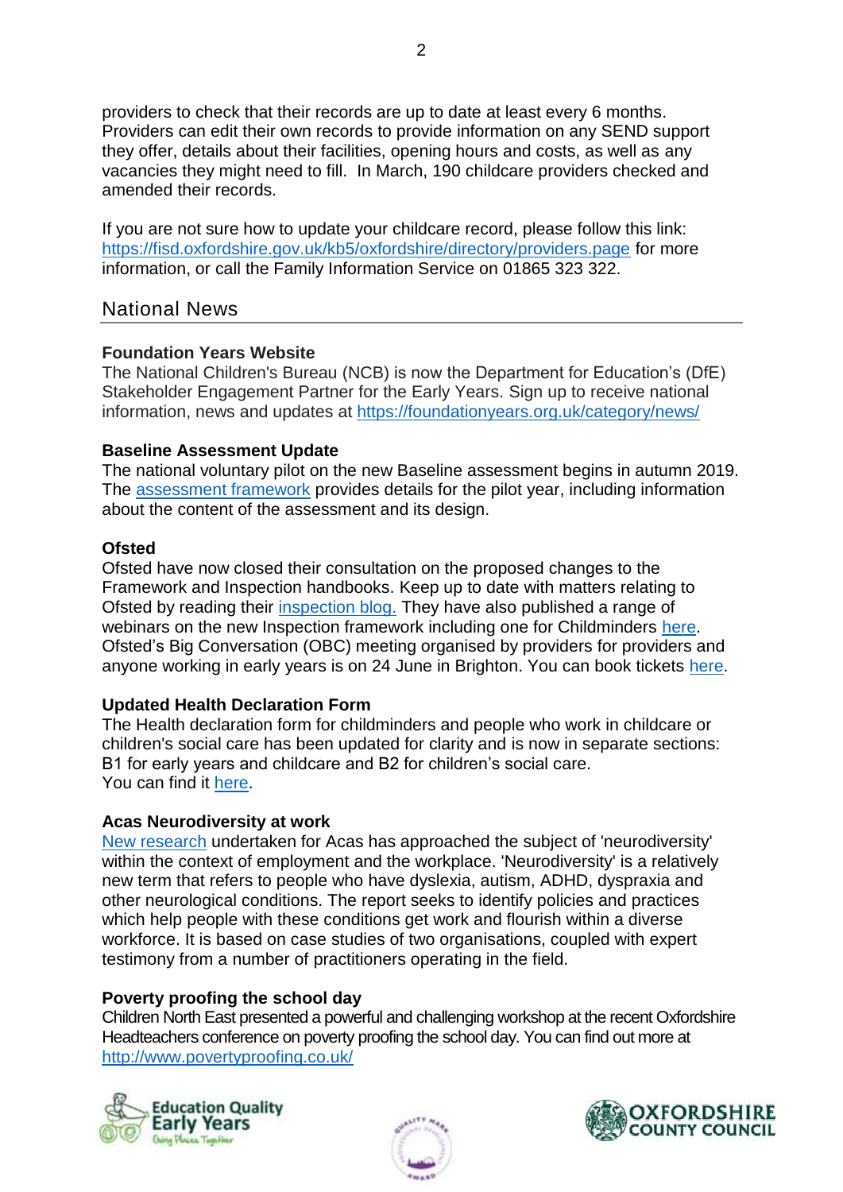providers to check that their records are up to date at least every 6 months. Providers can edit their own records to provide information on any SEND support they offer, details about their facilities, opening hours and costs, as well as any vacancies they might need to fill. In March, 190 childcare providers checked and amended their records.

If you are not sure how to update your childcare record, please follow this link: https://fisd.oxfordshire.gov.uk/kb5/oxfordshire/directory/providers.page for more information, or call the Family Information Service on 01865 323 322.

## National News

**Foundation Years Website**

The National Children's Bureau (NCB) is now the Department for Education's (DfE) Stakeholder Engagement Partner for the Early Years. Sign up to receive national information, news and updates at https://foundationyears.org.uk/category/news/

**Baseline Assessment Update**

The national voluntary pilot on the new Baseline assessment begins in autumn 2019. The assessment framework provides details for the pilot year, including information about the content of the assessment and its design.

**Ofsted**

Ofsted have now closed their consultation on the proposed changes to the Framework and Inspection handbooks. Keep up to date with matters relating to Ofsted by reading their inspection blog. They have also published a range of webinars on the new Inspection framework including one for Childminders here. Ofsted's Big Conversation (OBC) meeting organised by providers for providers and anyone working in early years is on 24 June in Brighton. You can book tickets here.

**Updated Health Declaration Form**

The Health declaration form for childminders and people who work in childcare or children's social care has been updated for clarity and is now in separate sections: B1 for early years and childcare and B2 for children's social care.
You can find it here.

**Acas Neurodiversity at work**

New research undertaken for Acas has approached the subject of 'neurodiversity' within the context of employment and the workplace. 'Neurodiversity' is a relatively new term that refers to people who have dyslexia, autism, ADHD, dyspraxia and other neurological conditions. The report seeks to identify policies and practices which help people with these conditions get work and flourish within a diverse workforce. It is based on case studies of two organisations, coupled with expert testimony from a number of practitioners operating in the field.

**Poverty proofing the school day**

Children North East presented a powerful and challenging workshop at the recent Oxfordshire Headteachers conference on poverty proofing the school day. You can find out more at http://www.povertyproofing.co.uk/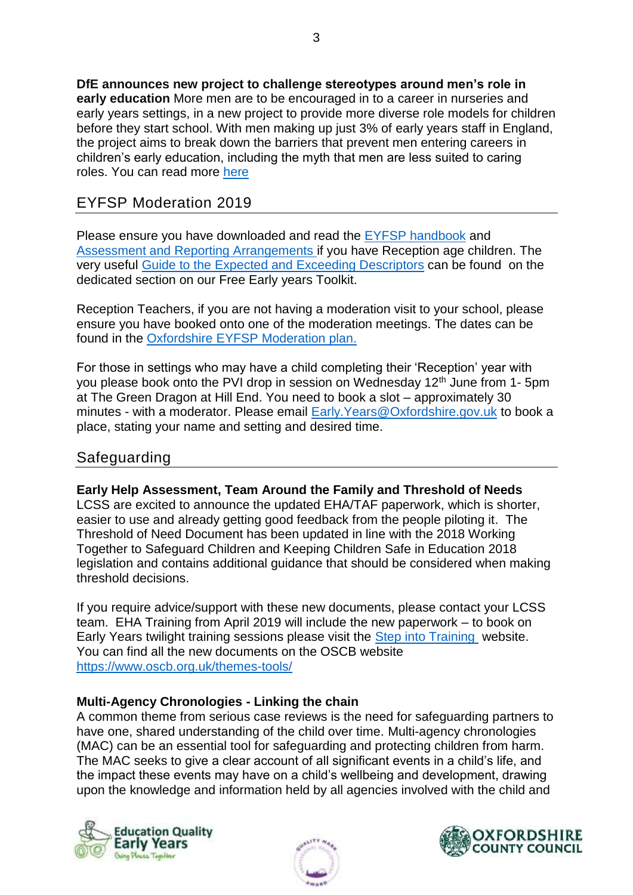**DfE announces new project to challenge stereotypes around men's role in early education** More men are to be encouraged in to a career in nurseries and early years settings, in a new project to provide more diverse role models for children before they start school. With men making up just 3% of early years staff in England, the project aims to break down the barriers that prevent men entering careers in children's early education, including the myth that men are less suited to caring roles. You can read more here

## EYFSP Moderation 2019

Please ensure you have downloaded and read the EYFSP handbook and Assessment and Reporting Arrangements if you have Reception age children. The very useful Guide to the Expected and Exceeding Descriptors can be found on the dedicated section on our Free Early years Toolkit.

Reception Teachers, if you are not having a moderation visit to your school, please ensure you have booked onto one of the moderation meetings. The dates can be found in the Oxfordshire EYFSP Moderation plan.

For those in settings who may have a child completing their 'Reception' year with you please book onto the PVI drop in session on Wednesday 12th June from 1- 5pm at The Green Dragon at Hill End. You need to book a slot – approximately 30 minutes - with a moderator. Please email Early.Years@Oxfordshire.gov.uk to book a place, stating your name and setting and desired time.

## Safeguarding

**Early Help Assessment, Team Around the Family and Threshold of Needs**
LCSS are excited to announce the updated EHA/TAF paperwork, which is shorter, easier to use and already getting good feedback from the people piloting it. The Threshold of Need Document has been updated in line with the 2018 Working Together to Safeguard Children and Keeping Children Safe in Education 2018 legislation and contains additional guidance that should be considered when making threshold decisions.

If you require advice/support with these new documents, please contact your LCSS team. EHA Training from April 2019 will include the new paperwork – to book on Early Years twilight training sessions please visit the Step into Training website. You can find all the new documents on the OSCB website https://www.oscb.org.uk/themes-tools/

**Multi-Agency Chronologies - Linking the chain**
A common theme from serious case reviews is the need for safeguarding partners to have one, shared understanding of the child over time. Multi-agency chronologies (MAC) can be an essential tool for safeguarding and protecting children from harm. The MAC seeks to give a clear account of all significant events in a child's life, and the impact these events may have on a child's wellbeing and development, drawing upon the knowledge and information held by all agencies involved with the child and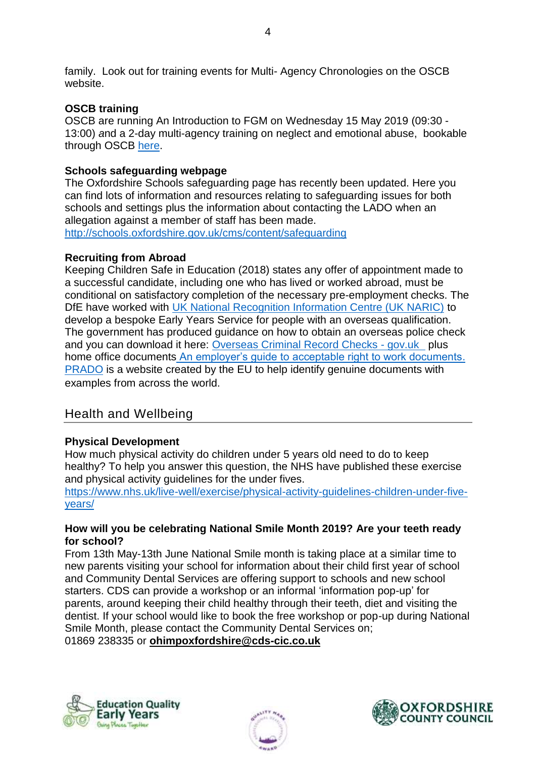family. Look out for training events for Multi- Agency Chronologies on the OSCB website.

**OSCB training**
OSCB are running An Introduction to FGM on Wednesday 15 May 2019 (09:30 - 13:00) *a*nd a 2-day multi-agency training on neglect and emotional abuse, bookable through OSCB here.

**Schools safeguarding webpage**
The Oxfordshire Schools safeguarding page has recently been updated. Here you can find lots of information and resources relating to safeguarding issues for both schools and settings plus the information about contacting the LADO when an allegation against a member of staff has been made.
http://schools.oxfordshire.gov.uk/cms/content/safeguarding

**Recruiting from Abroad**
Keeping Children Safe in Education (2018) states any offer of appointment made to a successful candidate, including one who has lived or worked abroad, must be conditional on satisfactory completion of the necessary pre-employment checks. The DfE have worked with UK National Recognition Information Centre (UK NARIC) to develop a bespoke Early Years Service for people with an overseas qualification. The government has produced guidance on how to obtain an overseas police check and you can download it here: Overseas Criminal Record Checks - gov.uk plus home office documents An employer's guide to acceptable right to work documents. PRADO is a website created by the EU to help identify genuine documents with examples from across the world.

## Health and Wellbeing

**Physical Development**
How much physical activity do children under 5 years old need to do to keep healthy? To help you answer this question, the NHS have published these exercise and physical activity guidelines for the under fives.
https://www.nhs.uk/live-well/exercise/physical-activity-guidelines-children-under-five-years/

**How will you be celebrating National Smile Month 2019? Are your teeth ready for school?**
From 13th May-13th June National Smile month is taking place at a similar time to new parents visiting your school for information about their child first year of school and Community Dental Services are offering support to schools and new school starters. CDS can provide a workshop or an informal 'information pop-up' for parents, around keeping their child healthy through their teeth, diet and visiting the dentist. If your school would like to book the free workshop or pop-up during National Smile Month, please contact the Community Dental Services on;
01869 238335 or **ohimpoxfordshire@cds-cic.co.uk**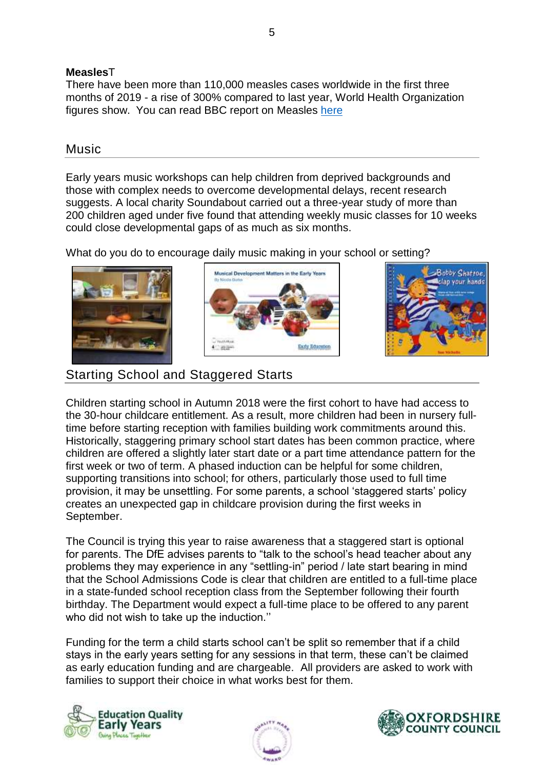**MeaslesT**

There have been more than 110,000 measles cases worldwide in the first three months of 2019 - a rise of 300% compared to last year, World Health Organization figures show. You can read BBC report on Measles here

## Music

Early years music workshops can help children from deprived backgrounds and those with complex needs to overcome developmental delays, recent research suggests. A local charity Soundabout carried out a three-year study of more than 200 children aged under five found that attending weekly music classes for 10 weeks could close developmental gaps of as much as six months.

What do you do to encourage daily music making in your school or setting?

## Starting School and Staggered Starts

Children starting school in Autumn 2018 were the first cohort to have had access to the 30-hour childcare entitlement. As a result, more children had been in nursery full-time before starting reception with families building work commitments around this. Historically, staggering primary school start dates has been common practice, where children are offered a slightly later start date or a part time attendance pattern for the first week or two of term. A phased induction can be helpful for some children, supporting transitions into school; for others, particularly those used to full time provision, it may be unsettling. For some parents, a school 'staggered starts' policy creates an unexpected gap in childcare provision during the first weeks in September.

The Council is trying this year to raise awareness that a staggered start is optional for parents. The DfE advises parents to "talk to the school's head teacher about any problems they may experience in any "settling-in" period / late start bearing in mind that the School Admissions Code is clear that children are entitled to a full-time place in a state-funded school reception class from the September following their fourth birthday. The Department would expect a full-time place to be offered to any parent who did not wish to take up the induction.''

Funding for the term a child starts school can't be split so remember that if a child stays in the early years setting for any sessions in that term, these can't be claimed as early education funding and are chargeable. All providers are asked to work with families to support their choice in what works best for them.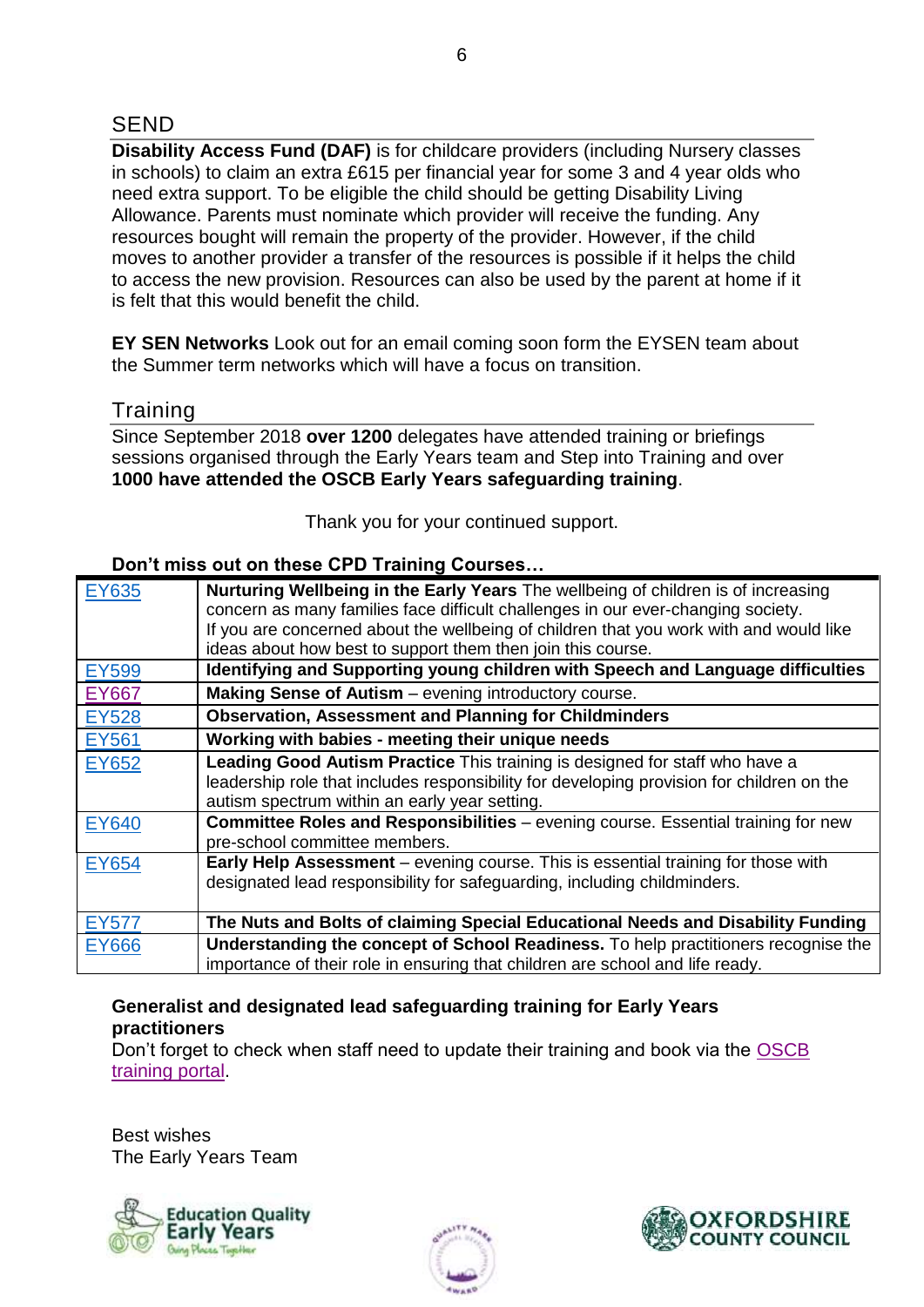## SEND

**Disability Access Fund (DAF)** is for childcare providers (including Nursery classes in schools) to claim an extra £615 per financial year for some 3 and 4 year olds who need extra support. To be eligible the child should be getting Disability Living Allowance. Parents must nominate which provider will receive the funding. Any resources bought will remain the property of the provider. However, if the child moves to another provider a transfer of the resources is possible if it helps the child to access the new provision. Resources can also be used by the parent at home if it is felt that this would benefit the child.

**EY SEN Networks** Look out for an email coming soon form the EYSEN team about the Summer term networks which will have a focus on transition.

## Training

Since September 2018 **over 1200** delegates have attended training or briefings sessions organised through the Early Years team and Step into Training and over **1000 have attended the OSCB Early Years safeguarding training**.

Thank you for your continued support.

**Don't miss out on these CPD Training Courses…**

| | |
|---|---|
| EY635 | **Nurturing Wellbeing in the Early Years** The wellbeing of children is of increasing concern as many families face difficult challenges in our ever-changing society. If you are concerned about the wellbeing of children that you work with and would like ideas about how best to support them then join this course. |
| EY599 | **Identifying and Supporting young children with Speech and Language difficulties** |
| EY667 | **Making Sense of Autism** – evening introductory course. |
| EY528 | **Observation, Assessment and Planning for Childminders** |
| EY561 | **Working with babies - meeting their unique needs** |
| EY652 | **Leading Good Autism Practice** This training is designed for staff who have a leadership role that includes responsibility for developing provision for children on the autism spectrum within an early year setting. |
| EY640 | **Committee Roles and Responsibilities** – evening course. Essential training for new pre-school committee members. |
| EY654 | **Early Help Assessment** – evening course. This is essential training for those with designated lead responsibility for safeguarding, including childminders. |
| EY577 | **The Nuts and Bolts of claiming Special Educational Needs and Disability Funding** |
| EY666 | **Understanding the concept of School Readiness.** To help practitioners recognise the importance of their role in ensuring that children are school and life ready. |

**Generalist and designated lead safeguarding training for Early Years practitioners**

Don't forget to check when staff need to update their training and book via the OSCB training portal.

Best wishes
The Early Years Team

Education Quality Early Years Going Places Together

OXFORDSHIRE COUNTY COUNCIL